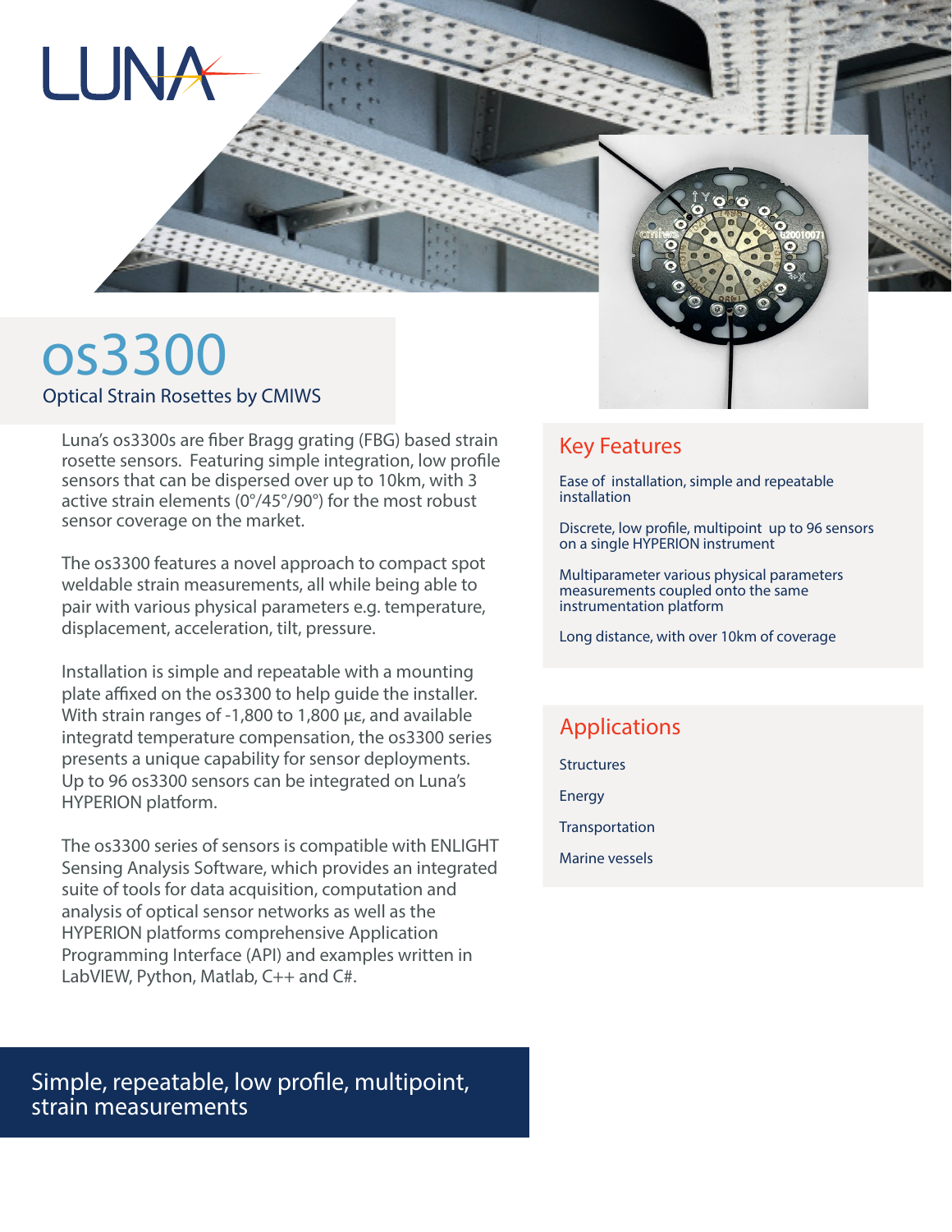LUNA

# os3300

Optical Strain Rosettes by CMIWS

Luna's os3300s are fiber Bragg grating (FBG) based strain rosette sensors. Featuring simple integration, low profile sensors that can be dispersed over up to 10km, with 3 active strain elements (0°/45°/90°) for the most robust sensor coverage on the market.

The os3300 features a novel approach to compact spot weldable strain measurements, all while being able to pair with various physical parameters e.g. temperature, displacement, acceleration, tilt, pressure.

Installation is simple and repeatable with a mounting plate affixed on the os3300 to help guide the installer. With strain ranges of -1,800 to 1,800 με, and available integratd temperature compensation, the os3300 series presents a unique capability for sensor deployments. Up to 96 os3300 sensors can be integrated on Luna's HYPERION platform.

The os3300 series of sensors is compatible with ENLIGHT Sensing Analysis Software, which provides an integrated suite of tools for data acquisition, computation and analysis of optical sensor networks as well as the HYPERION platforms comprehensive Application Programming Interface (API) and examples written in LabVIEW, Python, Matlab, C++ and C#.

## Key Features

Ease of installation, simple and repeatable installation

Discrete, low profile, multipoint up to 96 sensors on a single HYPERION instrument

Multiparameter various physical parameters measurements coupled onto the same instrumentation platform

Long distance, with over 10km of coverage

## Applications

Structures

Energy

Transportation

Marine vessels

**Simple, repeatable, low profile, multipoint, strain measurements**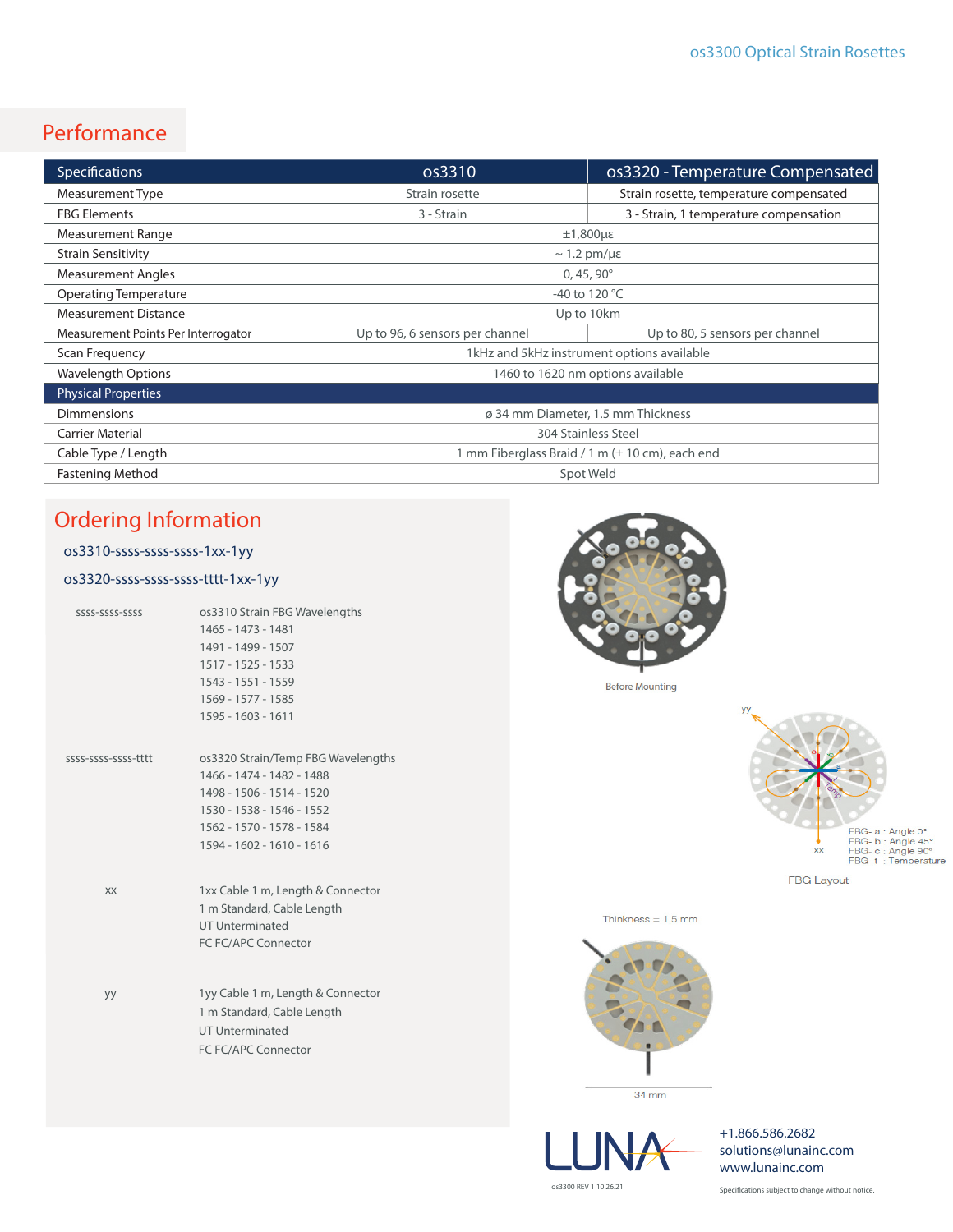## Performance

| Specifications | os3310 | os3320 - Temperature Compensated |
|---|---|---|
| Measurement Type | Strain rosette | Strain rosette, temperature compensated |
| FBG Elements | 3 - Strain | 3 - Strain, 1 temperature compensation |
| Measurement Range | ±1,800με | |
| Strain Sensitivity | ~ 1.2 pm/με | |
| Measurement Angles | 0, 45, 90° | |
| Operating Temperature | -40 to 120 °C | |
| Measurement Distance | Up to 10km | |
| Measurement Points Per Interrogator | Up to 96, 6 sensors per channel | Up to 80, 5 sensors per channel |
| Scan Frequency | 1kHz and 5kHz instrument options available | |
| Wavelength Options | 1460 to 1620 nm options available | |
| **Physical Properties** | | |
| Dimmensions | ø 34 mm Diameter, 1.5 mm Thickness | |
| Carrier Material | 304 Stainless Steel | |
| Cable Type / Length | 1 mm Fiberglass Braid / 1 m (± 10 cm), each end | |
| Fastening Method | Spot Weld | |

## Ordering Information

os3310-ssss-ssss-ssss-1xx-1yy

os3320-ssss-ssss-ssss-tttt-1xx-1yy

| | |
|---|---|
| ssss-ssss-ssss | os3310 Strain FBG Wavelengths<br>1465 - 1473 - 1481<br>1491 - 1499 - 1507<br>1517 - 1525 - 1533<br>1543 - 1551 - 1559<br>1569 - 1577 - 1585<br>1595 - 1603 - 1611 |
| ssss-ssss-ssss-tttt | os3320 Strain/Temp FBG Wavelengths<br>1466 - 1474 - 1482 - 1488<br>1498 - 1506 - 1514 - 1520<br>1530 - 1538 - 1546 - 1552<br>1562 - 1570 - 1578 - 1584<br>1594 - 1602 - 1610 - 1616 |
| xx | 1xx Cable 1 m, Length & Connector<br>1 m Standard, Cable Length<br>UT Unterminated<br>FC FC/APC Connector |
| yy | 1yy Cable 1 m, Length & Connector<br>1 m Standard, Cable Length<br>UT Unterminated<br>FC FC/APC Connector |

Before Mounting

yy

xx

FBG- a : Angle 0°
FBG- b : Angle 45°
FBG- c : Angle 90°
FBG- t : Temperature

FBG Layout

Thinkness = 1.5 mm

34 mm

LUNA

+1.866.586.2682
solutions@lunainc.com
www.lunainc.com

os3300 REV 1 10.26.21

Specifications subject to change without notice.